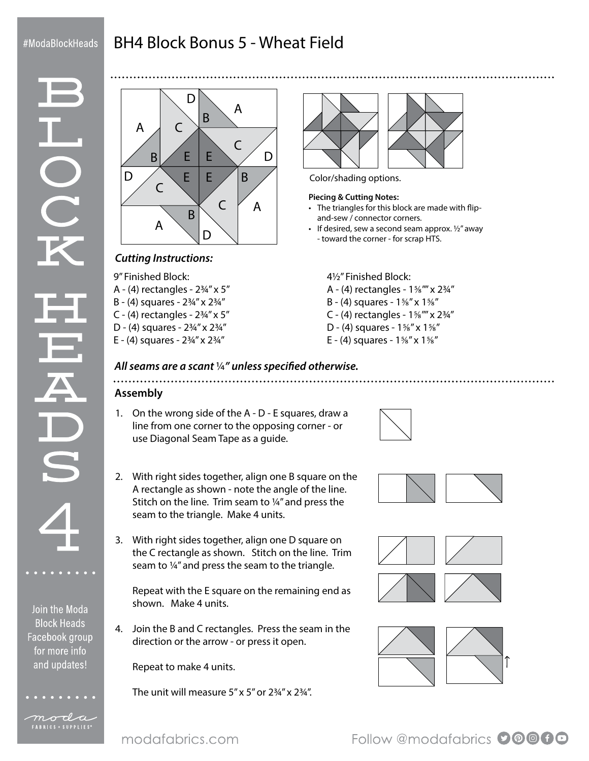# BH4 Block Bonus 5 - Wheat Field

Color/shading options.

**Piecing & Cutting Notes:**

- The triangles for this block are made with flip-and-sew / connector corners.
- If desired, sew a second seam approx. ½" away - toward the corner - for scrap HTS.

### *Cutting Instructions:*

9" Finished Block:
A - (4) rectangles - 2¾" x 5"
B - (4) squares - 2¾" x 2¾"
C - (4) rectangles - 2¾" x 5"
D - (4) squares - 2¾" x 2¾"
E - (4) squares - 2¾" x 2¾"

4½" Finished Block:
A - (4) rectangles - 1⅝"" x 2¾"
B - (4) squares - 1⅝" x 1⅝"
C - (4) rectangles - 1⅝"" x 2¾"
D - (4) squares - 1⅝" x 1⅝"
E - (4) squares - 1⅝" x 1⅝"

***All seams are a scant ¼" unless specified otherwise.***

### Assembly

1. On the wrong side of the A - D - E squares, draw a line from one corner to the opposing corner - or use Diagonal Seam Tape as a guide.
2. With right sides together, align one B square on the A rectangle as shown - note the angle of the line. Stitch on the line. Trim seam to ¼" and press the seam to the triangle. Make 4 units.
3. With right sides together, align one D square on the C rectangle as shown. Stitch on the line. Trim seam to ¼" and press the seam to the triangle.

   Repeat with the E square on the remaining end as shown. Make 4 units.
4. Join the B and C rectangles. Press the seam in the direction or the arrow - or press it open.

   Repeat to make 4 units.

   The unit will measure 5" x 5" or 2¾" x 2¾".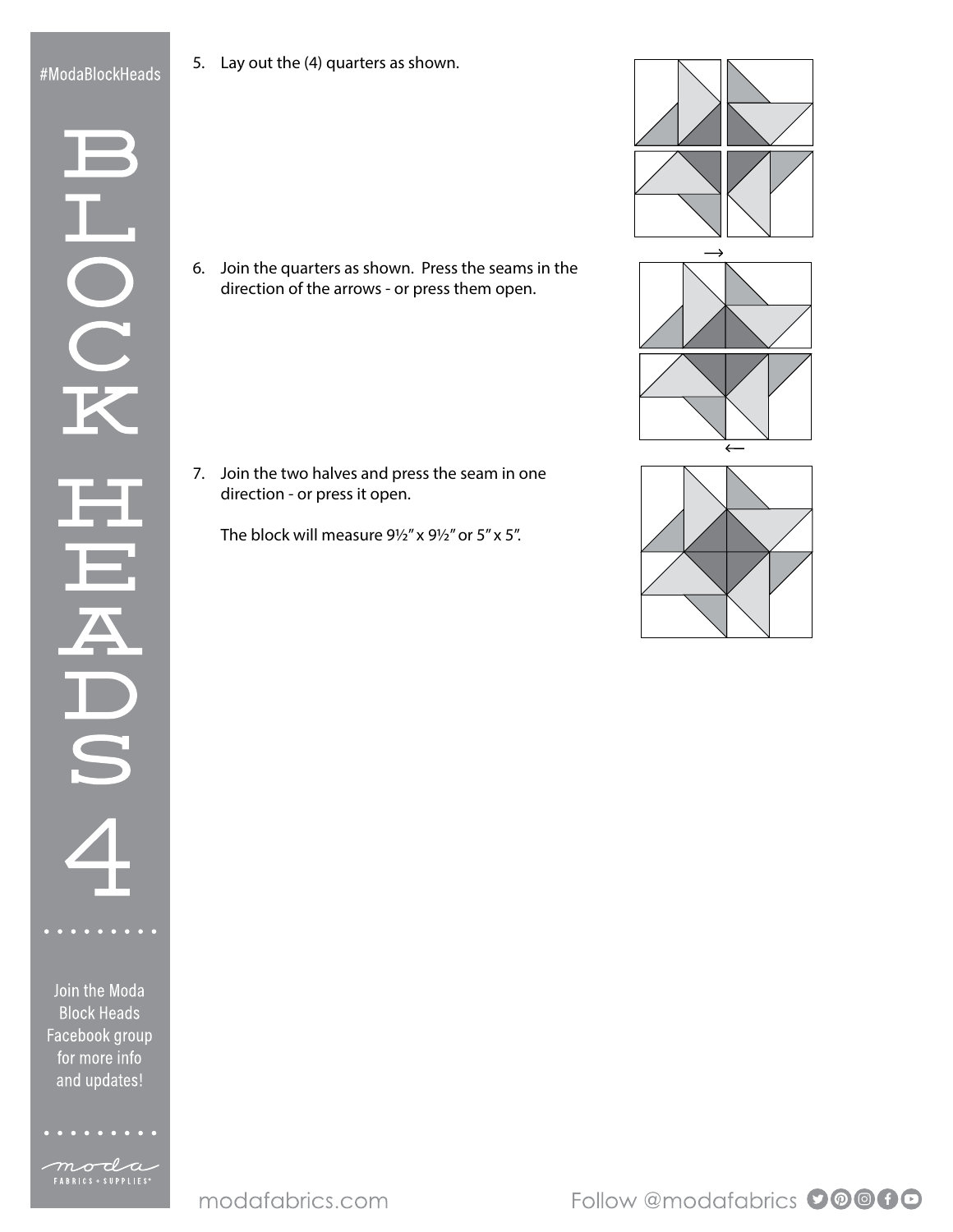5. Lay out the (4) quarters as shown.

6. Join the quarters as shown. Press the seams in the direction of the arrows - or press them open.

7. Join the two halves and press the seam in one direction - or press it open.

   The block will measure 9½" x 9½" or 5" x 5".